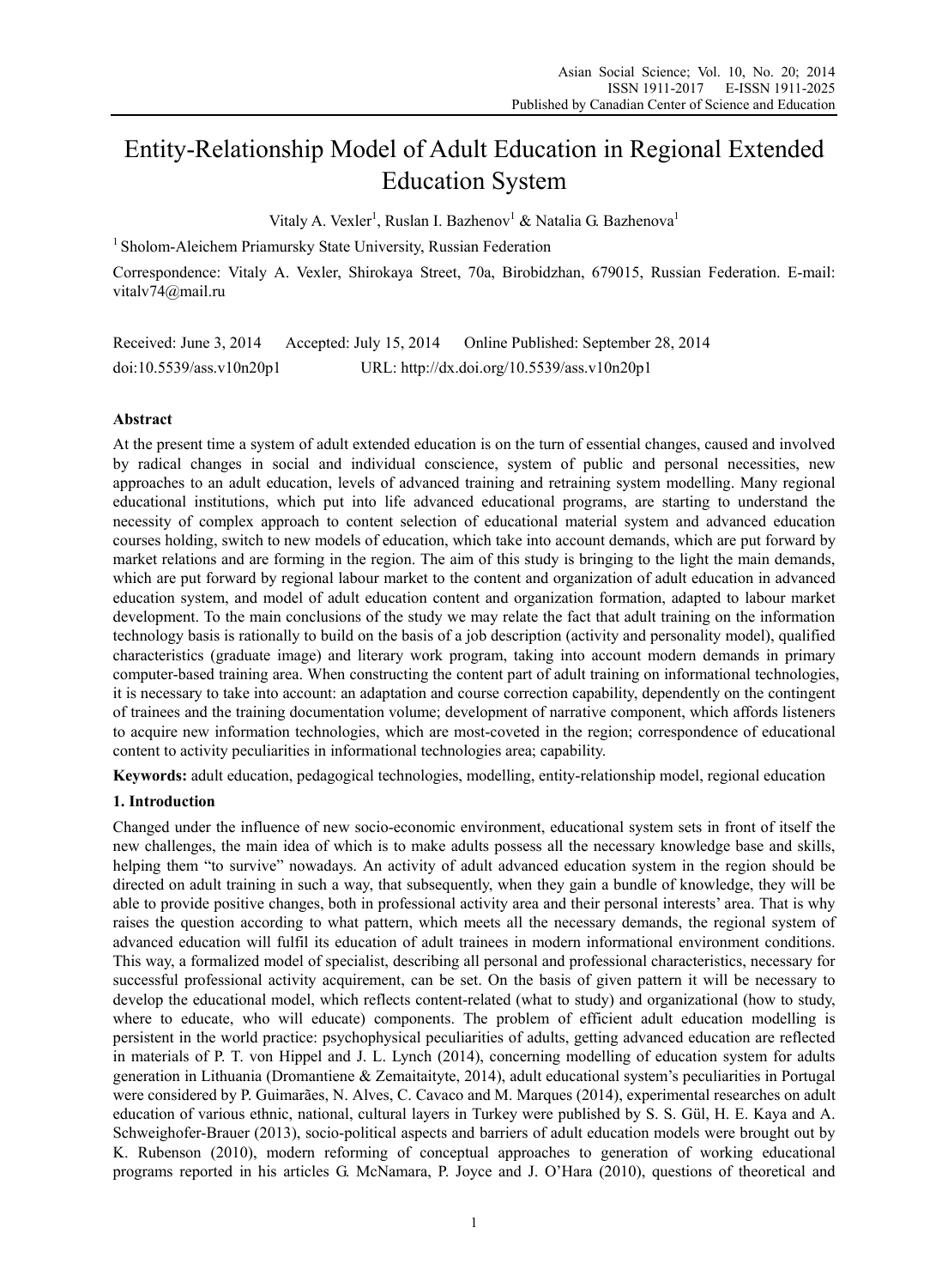# Entity-Relationship Model of Adult Education in Regional Extended Education System

Vitaly A. Vexler[1], Ruslan I. Bazhenov[1] & Natalia G. Bazhenova[1]

[1] Sholom-Aleichem Priamursky State University, Russian Federation

Correspondence: Vitaly A. Vexler, Shirokaya Street, 70a, Birobidzhan, 679015, Russian Federation. E-mail: vitalv74@mail.ru

Received: June 3, 2014 Accepted: July 15, 2014 Online Published: September 28, 2014

doi:10.5539/ass.v10n20p1 URL: http://dx.doi.org/10.5539/ass.v10n20p1

## Abstract

At the present time a system of adult extended education is on the turn of essential changes, caused and involved by radical changes in social and individual conscience, system of public and personal necessities, new approaches to an adult education, levels of advanced training and retraining system modelling. Many regional educational institutions, which put into life advanced educational programs, are starting to understand the necessity of complex approach to content selection of educational material system and advanced education courses holding, switch to new models of education, which take into account demands, which are put forward by market relations and are forming in the region. The aim of this study is bringing to the light the main demands, which are put forward by regional labour market to the content and organization of adult education in advanced education system, and model of adult education content and organization formation, adapted to labour market development. To the main conclusions of the study we may relate the fact that adult training on the information technology basis is rationally to build on the basis of a job description (activity and personality model), qualified characteristics (graduate image) and literary work program, taking into account modern demands in primary computer-based training area. When constructing the content part of adult training on informational technologies, it is necessary to take into account: an adaptation and course correction capability, dependently on the contingent of trainees and the training documentation volume; development of narrative component, which affords listeners to acquire new information technologies, which are most-coveted in the region; correspondence of educational content to activity peculiarities in informational technologies area; capability.

**Keywords:** adult education, pedagogical technologies, modelling, entity-relationship model, regional education

## 1. Introduction

Changed under the influence of new socio-economic environment, educational system sets in front of itself the new challenges, the main idea of which is to make adults possess all the necessary knowledge base and skills, helping them "to survive" nowadays. An activity of adult advanced education system in the region should be directed on adult training in such a way, that subsequently, when they gain a bundle of knowledge, they will be able to provide positive changes, both in professional activity area and their personal interests' area. That is why raises the question according to what pattern, which meets all the necessary demands, the regional system of advanced education will fulfil its education of adult trainees in modern informational environment conditions. This way, a formalized model of specialist, describing all personal and professional characteristics, necessary for successful professional activity acquirement, can be set. On the basis of given pattern it will be necessary to develop the educational model, which reflects content-related (what to study) and organizational (how to study, where to educate, who will educate) components. The problem of efficient adult education modelling is persistent in the world practice: psychophysical peculiarities of adults, getting advanced education are reflected in materials of P. T. von Hippel and J. L. Lynch (2014), concerning modelling of education system for adults generation in Lithuania (Dromantiene & Zemaitaityte, 2014), adult educational system's peculiarities in Portugal were considered by P. Guimarães, N. Alves, C. Cavaco and M. Marques (2014), experimental researches on adult education of various ethnic, national, cultural layers in Turkey were published by S. S. Gül, H. E. Kaya and A. Schweighofer-Brauer (2013), socio-political aspects and barriers of adult education models were brought out by K. Rubenson (2010), modern reforming of conceptual approaches to generation of working educational programs reported in his articles G. McNamara, P. Joyce and J. O'Hara (2010), questions of theoretical and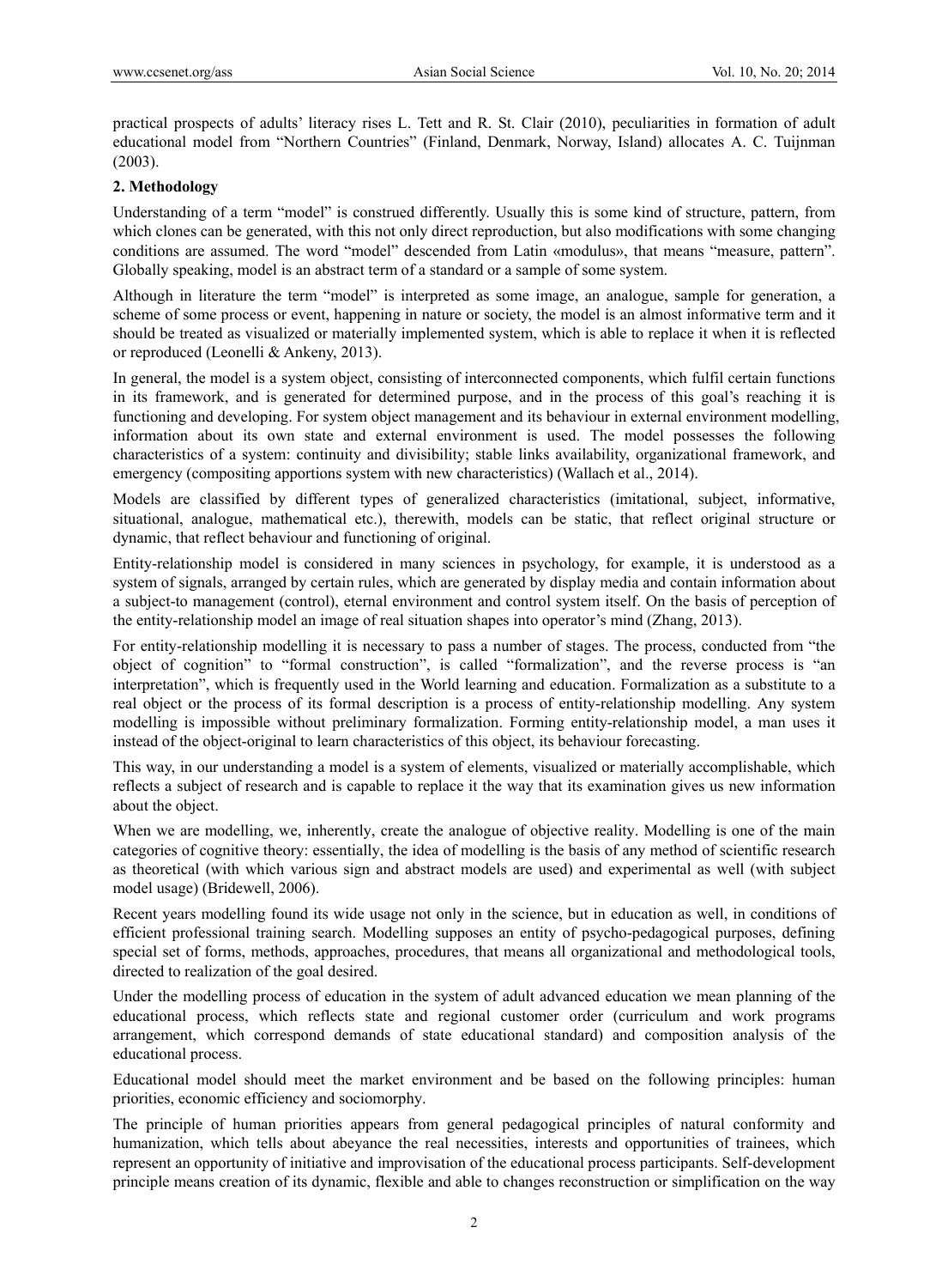practical prospects of adults' literacy rises L. Tett and R. St. Clair (2010), peculiarities in formation of adult educational model from "Northern Countries" (Finland, Denmark, Norway, Island) allocates A. C. Tuijnman (2003).

## 2. Methodology

Understanding of a term "model" is construed differently. Usually this is some kind of structure, pattern, from which clones can be generated, with this not only direct reproduction, but also modifications with some changing conditions are assumed. The word "model" descended from Latin «modulus», that means "measure, pattern". Globally speaking, model is an abstract term of a standard or a sample of some system.

Although in literature the term "model" is interpreted as some image, an analogue, sample for generation, a scheme of some process or event, happening in nature or society, the model is an almost informative term and it should be treated as visualized or materially implemented system, which is able to replace it when it is reflected or reproduced (Leonelli & Ankeny, 2013).

In general, the model is a system object, consisting of interconnected components, which fulfil certain functions in its framework, and is generated for determined purpose, and in the process of this goal's reaching it is functioning and developing. For system object management and its behaviour in external environment modelling, information about its own state and external environment is used. The model possesses the following characteristics of a system: continuity and divisibility; stable links availability, organizational framework, and emergency (compositing apportions system with new characteristics) (Wallach et al., 2014).

Models are classified by different types of generalized characteristics (imitational, subject, informative, situational, analogue, mathematical etc.), therewith, models can be static, that reflect original structure or dynamic, that reflect behaviour and functioning of original.

Entity-relationship model is considered in many sciences in psychology, for example, it is understood as a system of signals, arranged by certain rules, which are generated by display media and contain information about a subject-to management (control), eternal environment and control system itself. On the basis of perception of the entity-relationship model an image of real situation shapes into operator's mind (Zhang, 2013).

For entity-relationship modelling it is necessary to pass a number of stages. The process, conducted from "the object of cognition" to "formal construction", is called "formalization", and the reverse process is "an interpretation", which is frequently used in the World learning and education. Formalization as a substitute to a real object or the process of its formal description is a process of entity-relationship modelling. Any system modelling is impossible without preliminary formalization. Forming entity-relationship model, a man uses it instead of the object-original to learn characteristics of this object, its behaviour forecasting.

This way, in our understanding a model is a system of elements, visualized or materially accomplishable, which reflects a subject of research and is capable to replace it the way that its examination gives us new information about the object.

When we are modelling, we, inherently, create the analogue of objective reality. Modelling is one of the main categories of cognitive theory: essentially, the idea of modelling is the basis of any method of scientific research as theoretical (with which various sign and abstract models are used) and experimental as well (with subject model usage) (Bridewell, 2006).

Recent years modelling found its wide usage not only in the science, but in education as well, in conditions of efficient professional training search. Modelling supposes an entity of psycho-pedagogical purposes, defining special set of forms, methods, approaches, procedures, that means all organizational and methodological tools, directed to realization of the goal desired.

Under the modelling process of education in the system of adult advanced education we mean planning of the educational process, which reflects state and regional customer order (curriculum and work programs arrangement, which correspond demands of state educational standard) and composition analysis of the educational process.

Educational model should meet the market environment and be based on the following principles: human priorities, economic efficiency and sociomorphy.

The principle of human priorities appears from general pedagogical principles of natural conformity and humanization, which tells about abeyance the real necessities, interests and opportunities of trainees, which represent an opportunity of initiative and improvisation of the educational process participants. Self-development principle means creation of its dynamic, flexible and able to changes reconstruction or simplification on the way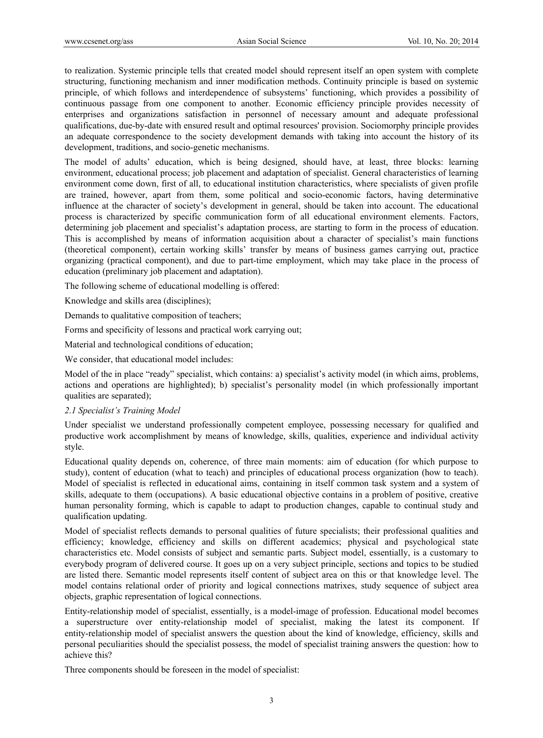to realization. Systemic principle tells that created model should represent itself an open system with complete structuring, functioning mechanism and inner modification methods. Continuity principle is based on systemic principle, of which follows and interdependence of subsystems' functioning, which provides a possibility of continuous passage from one component to another. Economic efficiency principle provides necessity of enterprises and organizations satisfaction in personnel of necessary amount and adequate professional qualifications, due-by-date with ensured result and optimal resources' provision. Sociomorphy principle provides an adequate correspondence to the society development demands with taking into account the history of its development, traditions, and socio-genetic mechanisms.

The model of adults' education, which is being designed, should have, at least, three blocks: learning environment, educational process; job placement and adaptation of specialist. General characteristics of learning environment come down, first of all, to educational institution characteristics, where specialists of given profile are trained, however, apart from them, some political and socio-economic factors, having determinative influence at the character of society's development in general, should be taken into account. The educational process is characterized by specific communication form of all educational environment elements. Factors, determining job placement and specialist's adaptation process, are starting to form in the process of education. This is accomplished by means of information acquisition about a character of specialist's main functions (theoretical component), certain working skills' transfer by means of business games carrying out, practice organizing (practical component), and due to part-time employment, which may take place in the process of education (preliminary job placement and adaptation).

The following scheme of educational modelling is offered:

Knowledge and skills area (disciplines);

Demands to qualitative composition of teachers;

Forms and specificity of lessons and practical work carrying out;

Material and technological conditions of education;

We consider, that educational model includes:

Model of the in place "ready" specialist, which contains: a) specialist's activity model (in which aims, problems, actions and operations are highlighted); b) specialist's personality model (in which professionally important qualities are separated);

### *2.1 Specialist's Training Model*

Under specialist we understand professionally competent employee, possessing necessary for qualified and productive work accomplishment by means of knowledge, skills, qualities, experience and individual activity style.

Educational quality depends on, coherence, of three main moments: aim of education (for which purpose to study), content of education (what to teach) and principles of educational process organization (how to teach). Model of specialist is reflected in educational aims, containing in itself common task system and a system of skills, adequate to them (occupations). A basic educational objective contains in a problem of positive, creative human personality forming, which is capable to adapt to production changes, capable to continual study and qualification updating.

Model of specialist reflects demands to personal qualities of future specialists; their professional qualities and efficiency; knowledge, efficiency and skills on different academics; physical and psychological state characteristics etc. Model consists of subject and semantic parts. Subject model, essentially, is a customary to everybody program of delivered course. It goes up on a very subject principle, sections and topics to be studied are listed there. Semantic model represents itself content of subject area on this or that knowledge level. The model contains relational order of priority and logical connections matrixes, study sequence of subject area objects, graphic representation of logical connections.

Entity-relationship model of specialist, essentially, is a model-image of profession. Educational model becomes a superstructure over entity-relationship model of specialist, making the latest its component. If entity-relationship model of specialist answers the question about the kind of knowledge, efficiency, skills and personal peculiarities should the specialist possess, the model of specialist training answers the question: how to achieve this?

Three components should be foreseen in the model of specialist: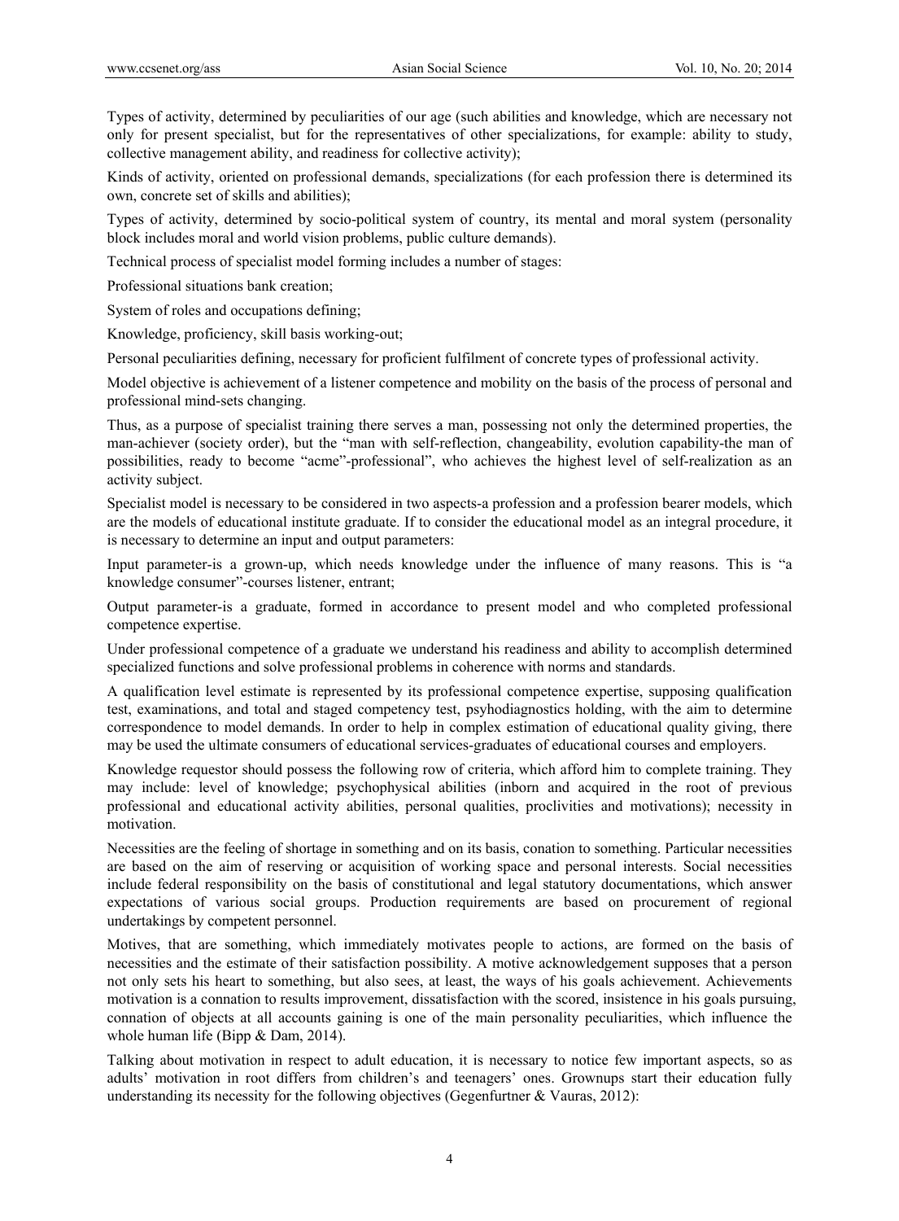Types of activity, determined by peculiarities of our age (such abilities and knowledge, which are necessary not only for present specialist, but for the representatives of other specializations, for example: ability to study, collective management ability, and readiness for collective activity);

Kinds of activity, oriented on professional demands, specializations (for each profession there is determined its own, concrete set of skills and abilities);

Types of activity, determined by socio-political system of country, its mental and moral system (personality block includes moral and world vision problems, public culture demands).

Technical process of specialist model forming includes a number of stages:

Professional situations bank creation;

System of roles and occupations defining;

Knowledge, proficiency, skill basis working-out;

Personal peculiarities defining, necessary for proficient fulfilment of concrete types of professional activity.

Model objective is achievement of a listener competence and mobility on the basis of the process of personal and professional mind-sets changing.

Thus, as a purpose of specialist training there serves a man, possessing not only the determined properties, the man-achiever (society order), but the "man with self-reflection, changeability, evolution capability-the man of possibilities, ready to become "acme"-professional", who achieves the highest level of self-realization as an activity subject.

Specialist model is necessary to be considered in two aspects-a profession and a profession bearer models, which are the models of educational institute graduate. If to consider the educational model as an integral procedure, it is necessary to determine an input and output parameters:

Input parameter-is a grown-up, which needs knowledge under the influence of many reasons. This is "a knowledge consumer"-courses listener, entrant;

Output parameter-is a graduate, formed in accordance to present model and who completed professional competence expertise.

Under professional competence of a graduate we understand his readiness and ability to accomplish determined specialized functions and solve professional problems in coherence with norms and standards.

A qualification level estimate is represented by its professional competence expertise, supposing qualification test, examinations, and total and staged competency test, psyhodiagnostics holding, with the aim to determine correspondence to model demands. In order to help in complex estimation of educational quality giving, there may be used the ultimate consumers of educational services-graduates of educational courses and employers.

Knowledge requestor should possess the following row of criteria, which afford him to complete training. They may include: level of knowledge; psychophysical abilities (inborn and acquired in the root of previous professional and educational activity abilities, personal qualities, proclivities and motivations); necessity in motivation.

Necessities are the feeling of shortage in something and on its basis, conation to something. Particular necessities are based on the aim of reserving or acquisition of working space and personal interests. Social necessities include federal responsibility on the basis of constitutional and legal statutory documentations, which answer expectations of various social groups. Production requirements are based on procurement of regional undertakings by competent personnel.

Motives, that are something, which immediately motivates people to actions, are formed on the basis of necessities and the estimate of their satisfaction possibility. A motive acknowledgement supposes that a person not only sets his heart to something, but also sees, at least, the ways of his goals achievement. Achievements motivation is a connation to results improvement, dissatisfaction with the scored, insistence in his goals pursuing, connation of objects at all accounts gaining is one of the main personality peculiarities, which influence the whole human life (Bipp & Dam, 2014).

Talking about motivation in respect to adult education, it is necessary to notice few important aspects, so as adults' motivation in root differs from children's and teenagers' ones. Grownups start their education fully understanding its necessity for the following objectives (Gegenfurtner & Vauras, 2012):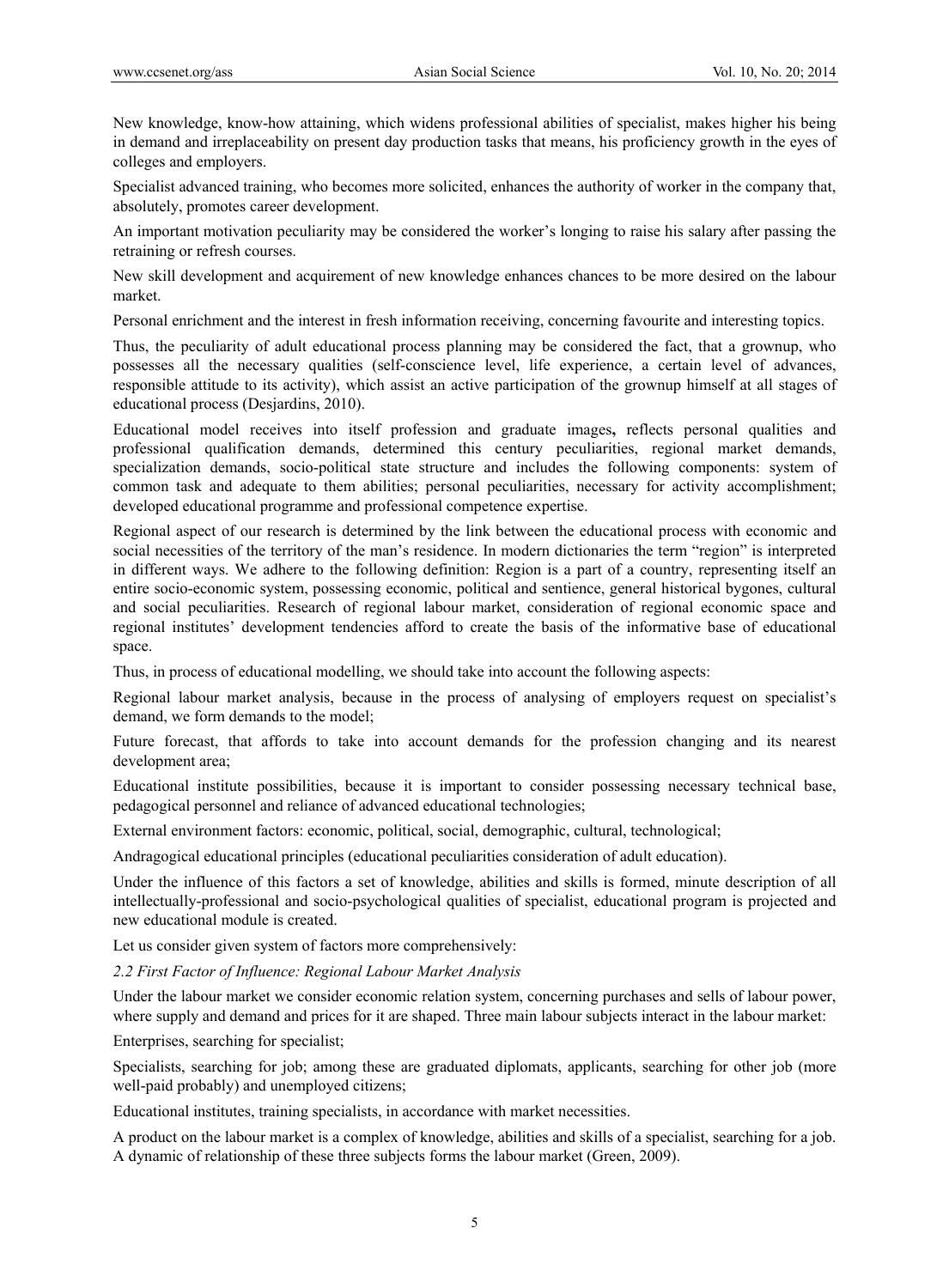New knowledge, know-how attaining, which widens professional abilities of specialist, makes higher his being in demand and irreplaceability on present day production tasks that means, his proficiency growth in the eyes of colleges and employers.

Specialist advanced training, who becomes more solicited, enhances the authority of worker in the company that, absolutely, promotes career development.

An important motivation peculiarity may be considered the worker's longing to raise his salary after passing the retraining or refresh courses.

New skill development and acquirement of new knowledge enhances chances to be more desired on the labour market.

Personal enrichment and the interest in fresh information receiving, concerning favourite and interesting topics.

Thus, the peculiarity of adult educational process planning may be considered the fact, that a grownup, who possesses all the necessary qualities (self-conscience level, life experience, a certain level of advances, responsible attitude to its activity), which assist an active participation of the grownup himself at all stages of educational process (Desjardins, 2010).

Educational model receives into itself profession and graduate images**,** reflects personal qualities and professional qualification demands, determined this century peculiarities, regional market demands, specialization demands, socio-political state structure and includes the following components: system of common task and adequate to them abilities; personal peculiarities, necessary for activity accomplishment; developed educational programme and professional competence expertise.

Regional aspect of our research is determined by the link between the educational process with economic and social necessities of the territory of the man's residence. In modern dictionaries the term "region" is interpreted in different ways. We adhere to the following definition: Region is a part of a country, representing itself an entire socio-economic system, possessing economic, political and sentience, general historical bygones, cultural and social peculiarities. Research of regional labour market, consideration of regional economic space and regional institutes' development tendencies afford to create the basis of the informative base of educational space.

Thus, in process of educational modelling, we should take into account the following aspects:

Regional labour market analysis, because in the process of analysing of employers request on specialist's demand, we form demands to the model;

Future forecast, that affords to take into account demands for the profession changing and its nearest development area;

Educational institute possibilities, because it is important to consider possessing necessary technical base, pedagogical personnel and reliance of advanced educational technologies;

External environment factors: economic, political, social, demographic, cultural, technological;

Andragogical educational principles (educational peculiarities consideration of adult education).

Under the influence of this factors a set of knowledge, abilities and skills is formed, minute description of all intellectually-professional and socio-psychological qualities of specialist, educational program is projected and new educational module is created.

Let us consider given system of factors more comprehensively:

### *2.2 First Factor of Influence: Regional Labour Market Analysis*

Under the labour market we consider economic relation system, concerning purchases and sells of labour power, where supply and demand and prices for it are shaped. Three main labour subjects interact in the labour market:

Enterprises, searching for specialist;

Specialists, searching for job; among these are graduated diplomats, applicants, searching for other job (more well-paid probably) and unemployed citizens;

Educational institutes, training specialists, in accordance with market necessities.

A product on the labour market is a complex of knowledge, abilities and skills of a specialist, searching for a job. A dynamic of relationship of these three subjects forms the labour market (Green, 2009).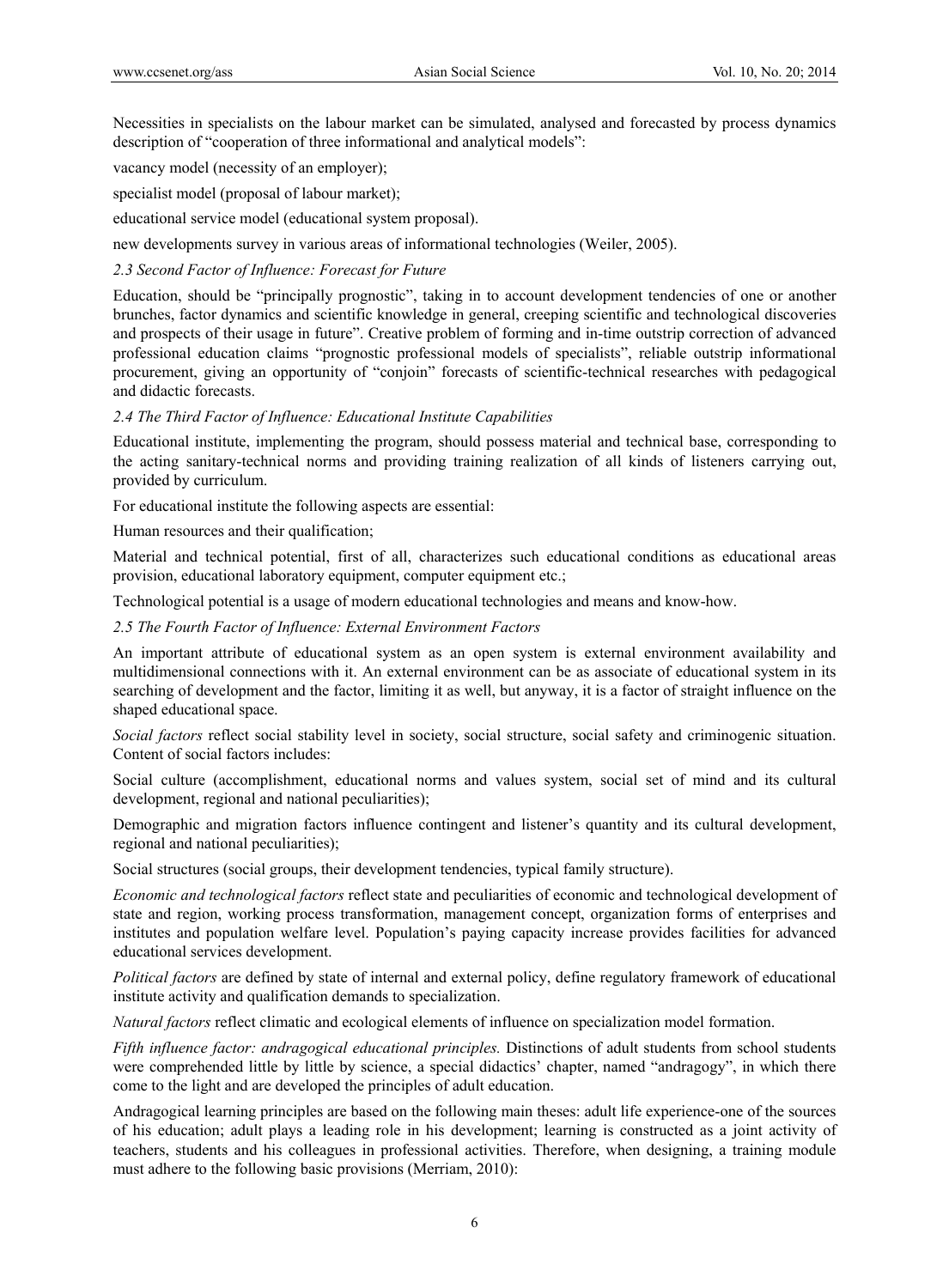Necessities in specialists on the labour market can be simulated, analysed and forecasted by process dynamics description of "cooperation of three informational and analytical models":

vacancy model (necessity of an employer);

specialist model (proposal of labour market);

educational service model (educational system proposal).

new developments survey in various areas of informational technologies (Weiler, 2005).

### *2.3 Second Factor of Influence: Forecast for Future*

Education, should be "principally prognostic", taking in to account development tendencies of one or another brunches, factor dynamics and scientific knowledge in general, creeping scientific and technological discoveries and prospects of their usage in future". Creative problem of forming and in-time outstrip correction of advanced professional education claims "prognostic professional models of specialists", reliable outstrip informational procurement, giving an opportunity of "conjoin" forecasts of scientific-technical researches with pedagogical and didactic forecasts.

### *2.4 The Third Factor of Influence: Educational Institute Capabilities*

Educational institute, implementing the program, should possess material and technical base, corresponding to the acting sanitary-technical norms and providing training realization of all kinds of listeners carrying out, provided by curriculum.

For educational institute the following aspects are essential:

Human resources and their qualification;

Material and technical potential, first of all, characterizes such educational conditions as educational areas provision, educational laboratory equipment, computer equipment etc.;

Technological potential is a usage of modern educational technologies and means and know-how.

### *2.5 The Fourth Factor of Influence: External Environment Factors*

An important attribute of educational system as an open system is external environment availability and multidimensional connections with it. An external environment can be as associate of educational system in its searching of development and the factor, limiting it as well, but anyway, it is a factor of straight influence on the shaped educational space.

*Social factors* reflect social stability level in society, social structure, social safety and criminogenic situation. Content of social factors includes:

Social culture (accomplishment, educational norms and values system, social set of mind and its cultural development, regional and national peculiarities);

Demographic and migration factors influence contingent and listener's quantity and its cultural development, regional and national peculiarities);

Social structures (social groups, their development tendencies, typical family structure).

*Economic and technological factors* reflect state and peculiarities of economic and technological development of state and region, working process transformation, management concept, organization forms of enterprises and institutes and population welfare level. Population's paying capacity increase provides facilities for advanced educational services development.

*Political factors* are defined by state of internal and external policy, define regulatory framework of educational institute activity and qualification demands to specialization.

*Natural factors* reflect climatic and ecological elements of influence on specialization model formation.

*Fifth influence factor: andragogical educational principles.* Distinctions of adult students from school students were comprehended little by little by science, a special didactics' chapter, named "andragogy", in which there come to the light and are developed the principles of adult education.

Andragogical learning principles are based on the following main theses: adult life experience-one of the sources of his education; adult plays a leading role in his development; learning is constructed as a joint activity of teachers, students and his colleagues in professional activities. Therefore, when designing, a training module must adhere to the following basic provisions (Merriam, 2010):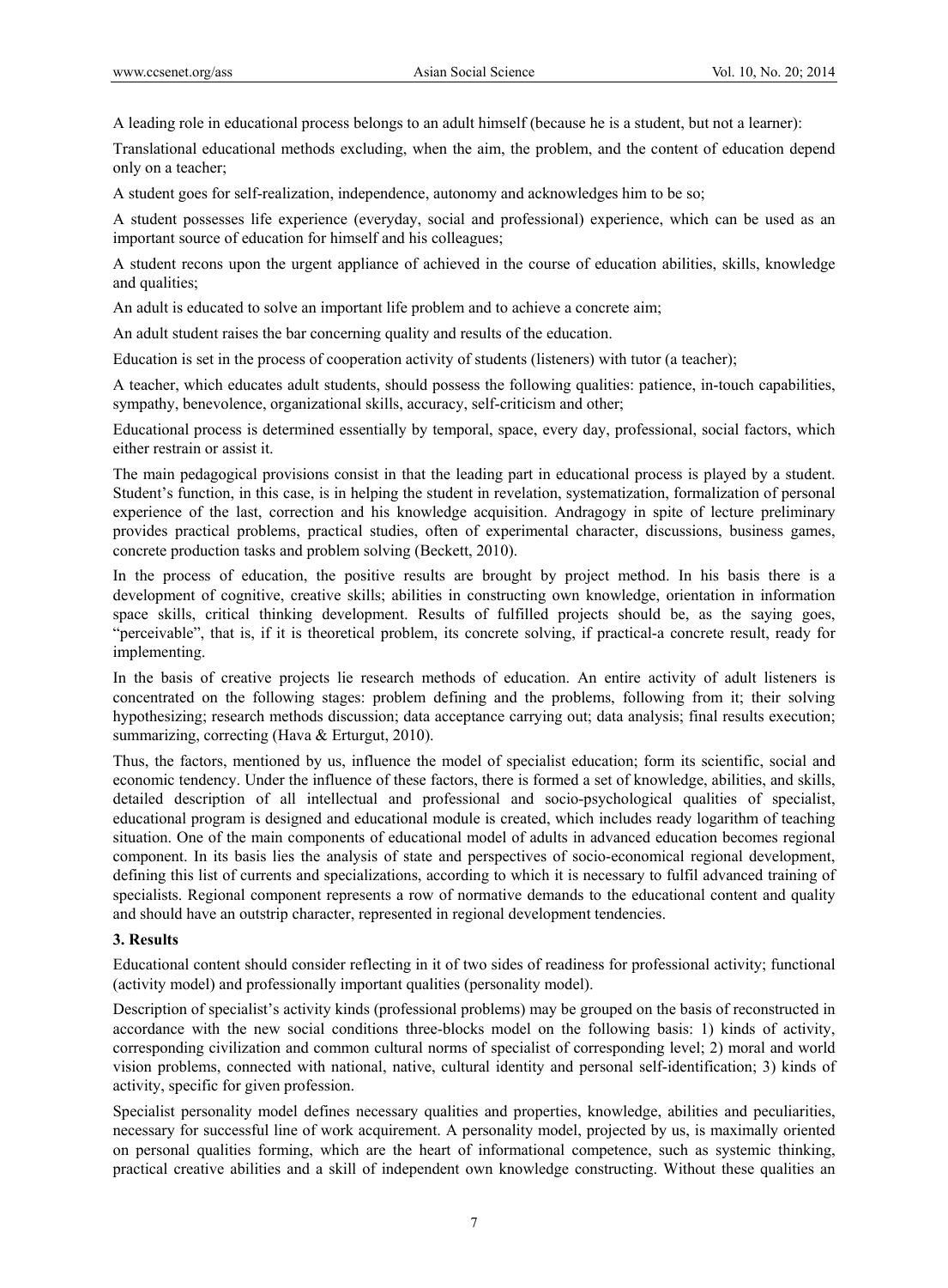A leading role in educational process belongs to an adult himself (because he is a student, but not a learner):

Translational educational methods excluding, when the aim, the problem, and the content of education depend only on a teacher;

A student goes for self-realization, independence, autonomy and acknowledges him to be so;

A student possesses life experience (everyday, social and professional) experience, which can be used as an important source of education for himself and his colleagues;

A student recons upon the urgent appliance of achieved in the course of education abilities, skills, knowledge and qualities;

An adult is educated to solve an important life problem and to achieve a concrete aim;

An adult student raises the bar concerning quality and results of the education.

Education is set in the process of cooperation activity of students (listeners) with tutor (a teacher);

A teacher, which educates adult students, should possess the following qualities: patience, in-touch capabilities, sympathy, benevolence, organizational skills, accuracy, self-criticism and other;

Educational process is determined essentially by temporal, space, every day, professional, social factors, which either restrain or assist it.

The main pedagogical provisions consist in that the leading part in educational process is played by a student. Student's function, in this case, is in helping the student in revelation, systematization, formalization of personal experience of the last, correction and his knowledge acquisition. Andragogy in spite of lecture preliminary provides practical problems, practical studies, often of experimental character, discussions, business games, concrete production tasks and problem solving (Beckett, 2010).

In the process of education, the positive results are brought by project method. In his basis there is a development of cognitive, creative skills; abilities in constructing own knowledge, orientation in information space skills, critical thinking development. Results of fulfilled projects should be, as the saying goes, "perceivable", that is, if it is theoretical problem, its concrete solving, if practical-a concrete result, ready for implementing.

In the basis of creative projects lie research methods of education. An entire activity of adult listeners is concentrated on the following stages: problem defining and the problems, following from it; their solving hypothesizing; research methods discussion; data acceptance carrying out; data analysis; final results execution; summarizing, correcting (Hava & Erturgut, 2010).

Thus, the factors, mentioned by us, influence the model of specialist education; form its scientific, social and economic tendency. Under the influence of these factors, there is formed a set of knowledge, abilities, and skills, detailed description of all intellectual and professional and socio-psychological qualities of specialist, educational program is designed and educational module is created, which includes ready logarithm of teaching situation. One of the main components of educational model of adults in advanced education becomes regional component. In its basis lies the analysis of state and perspectives of socio-economical regional development, defining this list of currents and specializations, according to which it is necessary to fulfil advanced training of specialists. Regional component represents a row of normative demands to the educational content and quality and should have an outstrip character, represented in regional development tendencies.

## 3. Results

Educational content should consider reflecting in it of two sides of readiness for professional activity; functional (activity model) and professionally important qualities (personality model).

Description of specialist's activity kinds (professional problems) may be grouped on the basis of reconstructed in accordance with the new social conditions three-blocks model on the following basis: 1) kinds of activity, corresponding civilization and common cultural norms of specialist of corresponding level; 2) moral and world vision problems, connected with national, native, cultural identity and personal self-identification; 3) kinds of activity, specific for given profession.

Specialist personality model defines necessary qualities and properties, knowledge, abilities and peculiarities, necessary for successful line of work acquirement. A personality model, projected by us, is maximally oriented on personal qualities forming, which are the heart of informational competence, such as systemic thinking, practical creative abilities and a skill of independent own knowledge constructing. Without these qualities an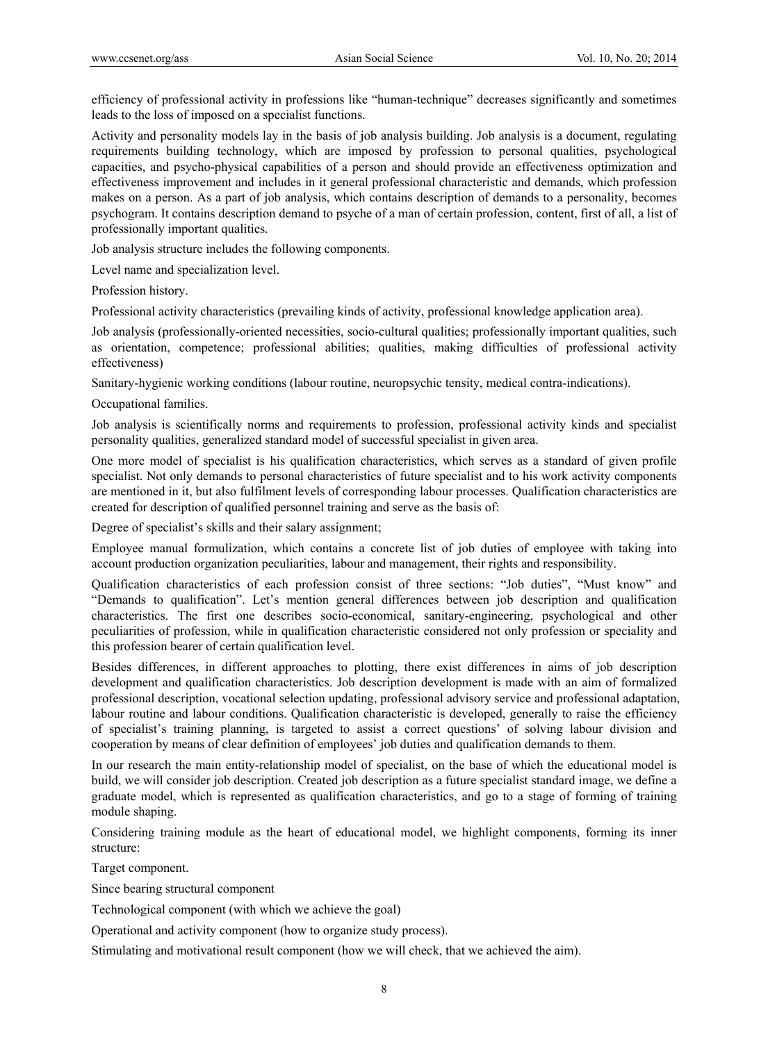efficiency of professional activity in professions like "human-technique" decreases significantly and sometimes leads to the loss of imposed on a specialist functions.

Activity and personality models lay in the basis of job analysis building. Job analysis is a document, regulating requirements building technology, which are imposed by profession to personal qualities, psychological capacities, and psycho-physical capabilities of a person and should provide an effectiveness optimization and effectiveness improvement and includes in it general professional characteristic and demands, which profession makes on a person. As a part of job analysis, which contains description of demands to a personality, becomes psychogram. It contains description demand to psyche of a man of certain profession, content, first of all, a list of professionally important qualities.

Job analysis structure includes the following components.

Level name and specialization level.

Profession history.

Professional activity characteristics (prevailing kinds of activity, professional knowledge application area).

Job analysis (professionally-oriented necessities, socio-cultural qualities; professionally important qualities, such as orientation, competence; professional abilities; qualities, making difficulties of professional activity effectiveness)

Sanitary-hygienic working conditions (labour routine, neuropsychic tensity, medical contra-indications).

Occupational families.

Job analysis is scientifically norms and requirements to profession, professional activity kinds and specialist personality qualities, generalized standard model of successful specialist in given area.

One more model of specialist is his qualification characteristics, which serves as a standard of given profile specialist. Not only demands to personal characteristics of future specialist and to his work activity components are mentioned in it, but also fulfilment levels of corresponding labour processes. Qualification characteristics are created for description of qualified personnel training and serve as the basis of:

Degree of specialist's skills and their salary assignment;

Employee manual formulization, which contains a concrete list of job duties of employee with taking into account production organization peculiarities, labour and management, their rights and responsibility.

Qualification characteristics of each profession consist of three sections: "Job duties", "Must know" and "Demands to qualification". Let's mention general differences between job description and qualification characteristics. The first one describes socio-economical, sanitary-engineering, psychological and other peculiarities of profession, while in qualification characteristic considered not only profession or speciality and this profession bearer of certain qualification level.

Besides differences, in different approaches to plotting, there exist differences in aims of job description development and qualification characteristics. Job description development is made with an aim of formalized professional description, vocational selection updating, professional advisory service and professional adaptation, labour routine and labour conditions. Qualification characteristic is developed, generally to raise the efficiency of specialist's training planning, is targeted to assist a correct questions' of solving labour division and cooperation by means of clear definition of employees' job duties and qualification demands to them.

In our research the main entity-relationship model of specialist, on the base of which the educational model is build, we will consider job description. Created job description as a future specialist standard image, we define a graduate model, which is represented as qualification characteristics, and go to a stage of forming of training module shaping.

Considering training module as the heart of educational model, we highlight components, forming its inner structure:

Target component.

Since bearing structural component

Technological component (with which we achieve the goal)

Operational and activity component (how to organize study process).

Stimulating and motivational result component (how we will check, that we achieved the aim).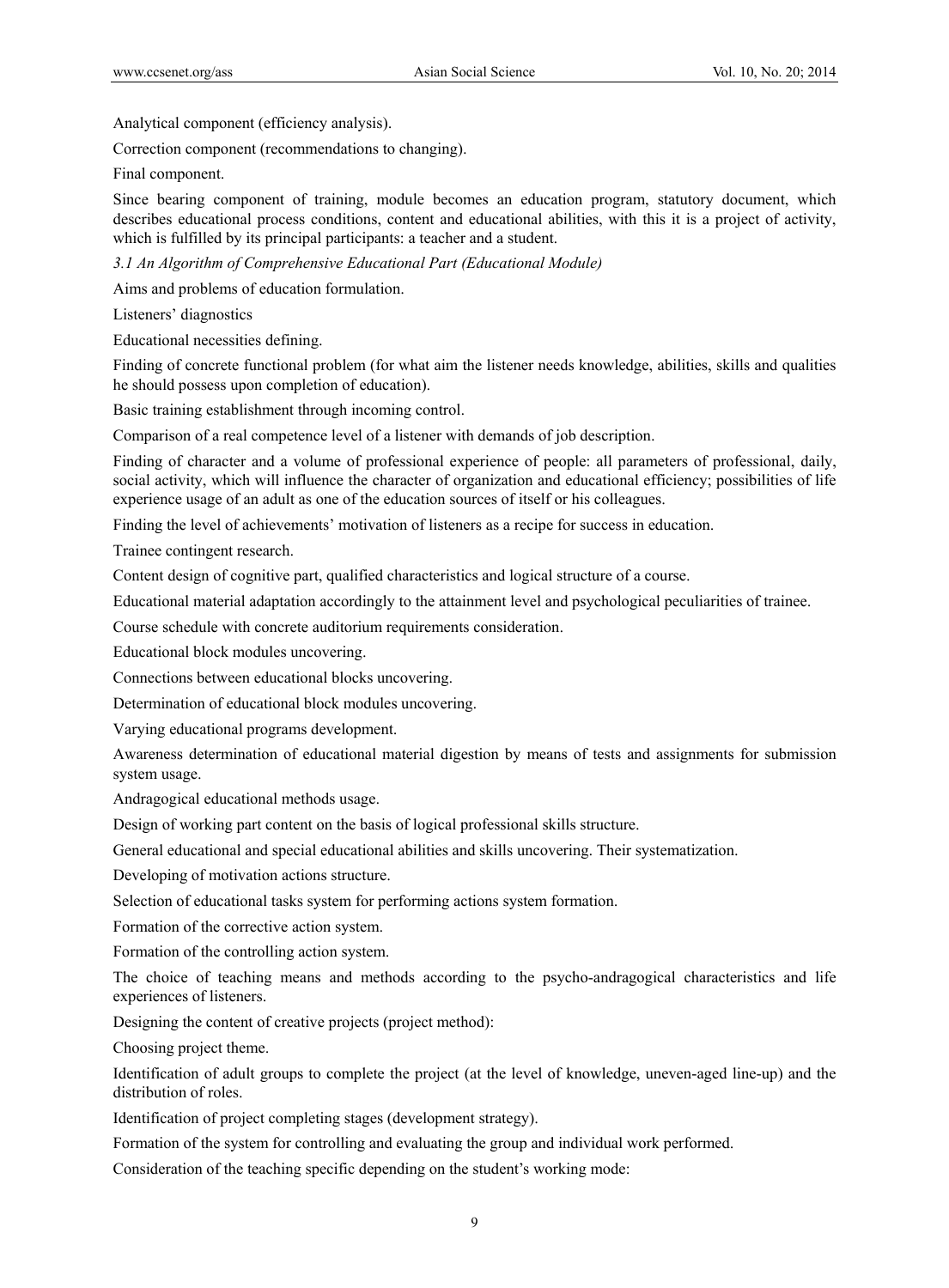Analytical component (efficiency analysis).

Correction component (recommendations to changing).

Final component.

Since bearing component of training, module becomes an education program, statutory document, which describes educational process conditions, content and educational abilities, with this it is a project of activity, which is fulfilled by its principal participants: a teacher and a student.

*3.1 An Algorithm of Comprehensive Educational Part (Educational Module)*

Aims and problems of education formulation.

Listeners' diagnostics

Educational necessities defining.

Finding of concrete functional problem (for what aim the listener needs knowledge, abilities, skills and qualities he should possess upon completion of education).

Basic training establishment through incoming control.

Comparison of a real competence level of a listener with demands of job description.

Finding of character and a volume of professional experience of people: all parameters of professional, daily, social activity, which will influence the character of organization and educational efficiency; possibilities of life experience usage of an adult as one of the education sources of itself or his colleagues.

Finding the level of achievements' motivation of listeners as a recipe for success in education.

Trainee contingent research.

Content design of cognitive part, qualified characteristics and logical structure of a course.

Educational material adaptation accordingly to the attainment level and psychological peculiarities of trainee.

Course schedule with concrete auditorium requirements consideration.

Educational block modules uncovering.

Connections between educational blocks uncovering.

Determination of educational block modules uncovering.

Varying educational programs development.

Awareness determination of educational material digestion by means of tests and assignments for submission system usage.

Andragogical educational methods usage.

Design of working part content on the basis of logical professional skills structure.

General educational and special educational abilities and skills uncovering. Their systematization.

Developing of motivation actions structure.

Selection of educational tasks system for performing actions system formation.

Formation of the corrective action system.

Formation of the controlling action system.

The choice of teaching means and methods according to the psycho-andragogical characteristics and life experiences of listeners.

Designing the content of creative projects (project method):

Choosing project theme.

Identification of adult groups to complete the project (at the level of knowledge, uneven-aged line-up) and the distribution of roles.

Identification of project completing stages (development strategy).

Formation of the system for controlling and evaluating the group and individual work performed.

Consideration of the teaching specific depending on the student's working mode: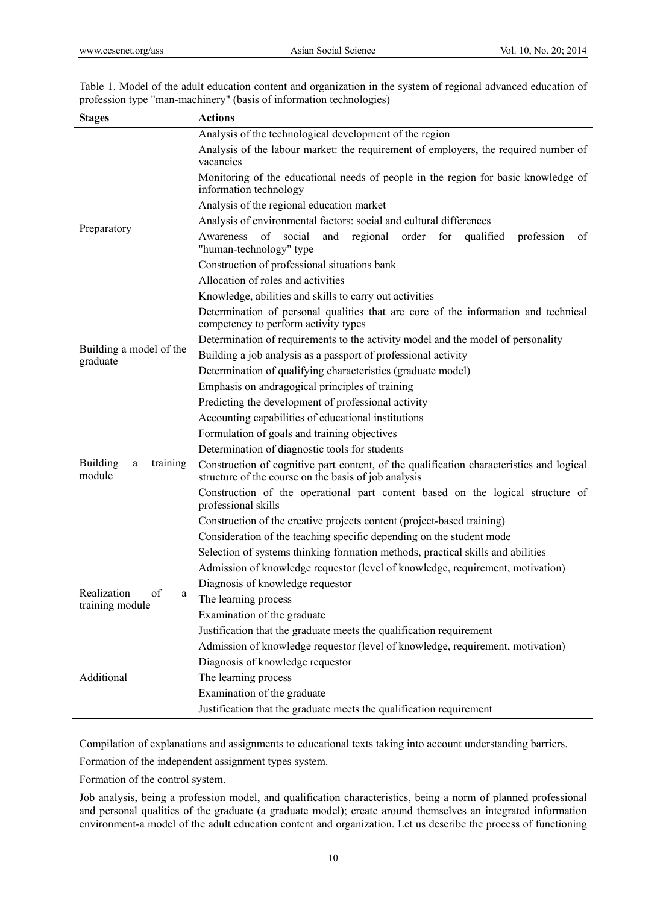Table 1. Model of the adult education content and organization in the system of regional advanced education of profession type "man-machinery" (basis of information technologies)

| Stages | Actions |
|---|---|
| Preparatory | Analysis of the technological development of the region |
| | Analysis of the labour market: the requirement of employers, the required number of vacancies |
| | Monitoring of the educational needs of people in the region for basic knowledge of information technology |
| | Analysis of the regional education market |
| | Analysis of environmental factors: social and cultural differences |
| | Awareness of social and regional order for qualified profession of "human-technology" type |
| | Construction of professional situations bank |
| Building a model of the graduate | Allocation of roles and activities |
| | Knowledge, abilities and skills to carry out activities |
| | Determination of personal qualities that are core of the information and technical competency to perform activity types |
| | Determination of requirements to the activity model and the model of personality |
| | Building a job analysis as a passport of professional activity |
| | Determination of qualifying characteristics (graduate model) |
| Building a training module | Emphasis on andragogical principles of training |
| | Predicting the development of professional activity |
| | Accounting capabilities of educational institutions |
| | Formulation of goals and training objectives |
| | Determination of diagnostic tools for students |
| | Construction of cognitive part content, of the qualification characteristics and logical structure of the course on the basis of job analysis |
| | Construction of the operational part content based on the logical structure of professional skills |
| | Construction of the creative projects content (project-based training) |
| | Consideration of the teaching specific depending on the student mode |
| | Selection of systems thinking formation methods, practical skills and abilities |
| Realization of a training module | Admission of knowledge requestor (level of knowledge, requirement, motivation) |
| | Diagnosis of knowledge requestor |
| | The learning process |
| | Examination of the graduate |
| | Justification that the graduate meets the qualification requirement |
| Additional | Admission of knowledge requestor (level of knowledge, requirement, motivation) |
| | Diagnosis of knowledge requestor |
| | The learning process |
| | Examination of the graduate |
| | Justification that the graduate meets the qualification requirement |

Compilation of explanations and assignments to educational texts taking into account understanding barriers.

Formation of the independent assignment types system.

Formation of the control system.

Job analysis, being a profession model, and qualification characteristics, being a norm of planned professional and personal qualities of the graduate (a graduate model); create around themselves an integrated information environment-a model of the adult education content and organization. Let us describe the process of functioning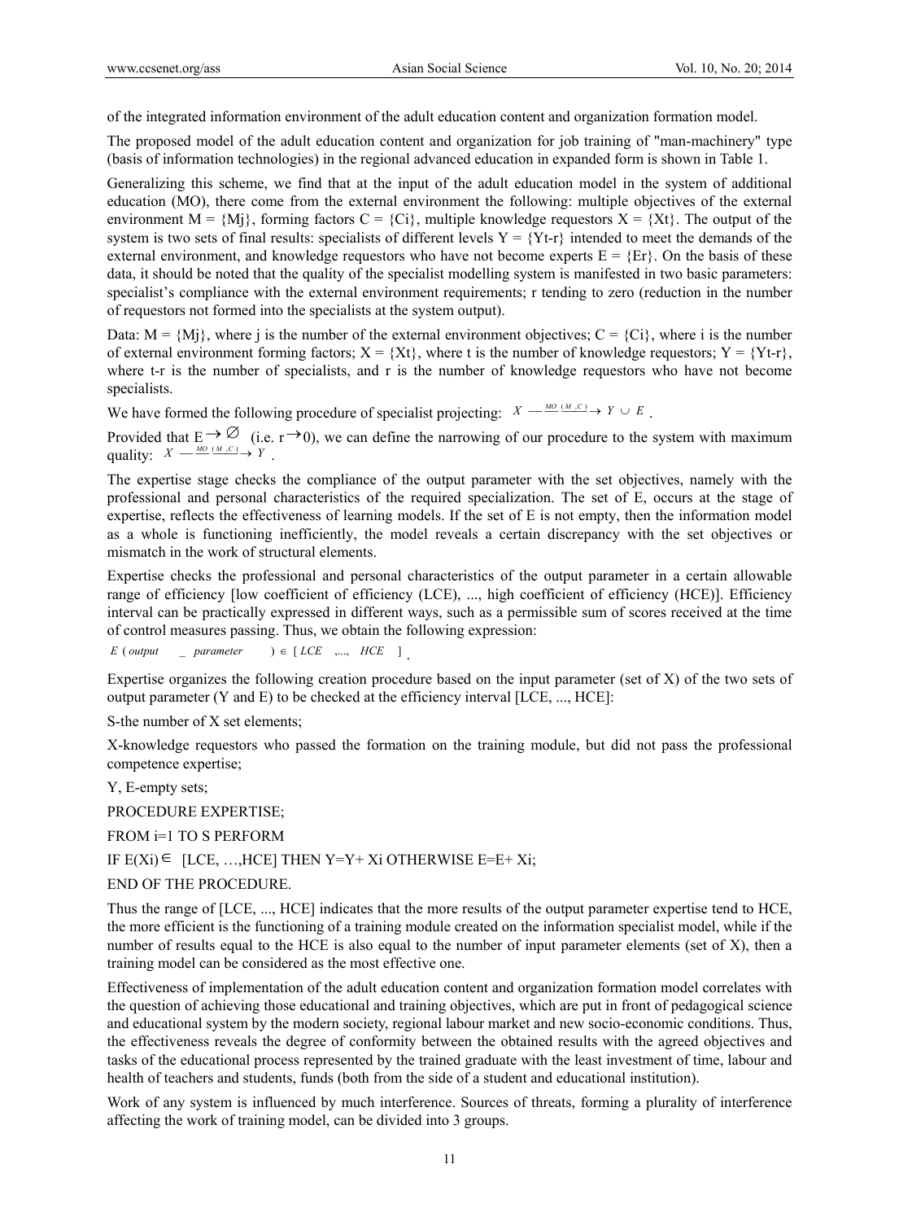of the integrated information environment of the adult education content and organization formation model.

The proposed model of the adult education content and organization for job training of "man-machinery" type (basis of information technologies) in the regional advanced education in expanded form is shown in Table 1.

Generalizing this scheme, we find that at the input of the adult education model in the system of additional education (MO), there come from the external environment the following: multiple objectives of the external environment M = {Mj}, forming factors C = {Ci}, multiple knowledge requestors X = {Xt}. The output of the system is two sets of final results: specialists of different levels Y = {Yt-r} intended to meet the demands of the external environment, and knowledge requestors who have not become experts E = {Er}. On the basis of these data, it should be noted that the quality of the specialist modelling system is manifested in two basic parameters: specialist's compliance with the external environment requirements; r tending to zero (reduction in the number of requestors not formed into the specialists at the system output).

Data: M = {Mj}, where j is the number of the external environment objectives; C = {Ci}, where i is the number of external environment forming factors; X = {Xt}, where t is the number of knowledge requestors; Y = {Yt-r}, where t-r is the number of specialists, and r is the number of knowledge requestors who have not become specialists.

We have formed the following procedure of specialist projecting: $X \xrightarrow{MO(M,C)} Y \cup E$.

Provided that $E \to \varnothing$ (i.e. $r \to 0$), we can define the narrowing of our procedure to the system with maximum quality: $X \xrightarrow{MO(M,C)} Y$.

The expertise stage checks the compliance of the output parameter with the set objectives, namely with the professional and personal characteristics of the required specialization. The set of E, occurs at the stage of expertise, reflects the effectiveness of learning models. If the set of E is not empty, then the information model as a whole is functioning inefficiently, the model reveals a certain discrepancy with the set objectives or mismatch in the work of structural elements.

Expertise checks the professional and personal characteristics of the output parameter in a certain allowable range of efficiency [low coefficient of efficiency (LCE), ..., high coefficient of efficiency (HCE)]. Efficiency interval can be practically expressed in different ways, such as a permissible sum of scores received at the time of control measures passing. Thus, we obtain the following expression:

$E(output\_parameter) \in [LCE, ..., HCE]$.

Expertise organizes the following creation procedure based on the input parameter (set of X) of the two sets of output parameter (Y and E) to be checked at the efficiency interval [LCE, ..., HCE]:

S-the number of X set elements;

X-knowledge requestors who passed the formation on the training module, but did not pass the professional competence expertise;

Y, E-empty sets;

PROCEDURE EXPERTISE;

FROM i=1 TO S PERFORM

IF E(Xi) $\in$ [LCE, …,HCE] THEN Y=Y+ Xi OTHERWISE E=E+ Xi;

END OF THE PROCEDURE.

Thus the range of [LCE, ..., HCE] indicates that the more results of the output parameter expertise tend to HCE, the more efficient is the functioning of a training module created on the information specialist model, while if the number of results equal to the HCE is also equal to the number of input parameter elements (set of X), then a training model can be considered as the most effective one.

Effectiveness of implementation of the adult education content and organization formation model correlates with the question of achieving those educational and training objectives, which are put in front of pedagogical science and educational system by the modern society, regional labour market and new socio-economic conditions. Thus, the effectiveness reveals the degree of conformity between the obtained results with the agreed objectives and tasks of the educational process represented by the trained graduate with the least investment of time, labour and health of teachers and students, funds (both from the side of a student and educational institution).

Work of any system is influenced by much interference. Sources of threats, forming a plurality of interference affecting the work of training model, can be divided into 3 groups.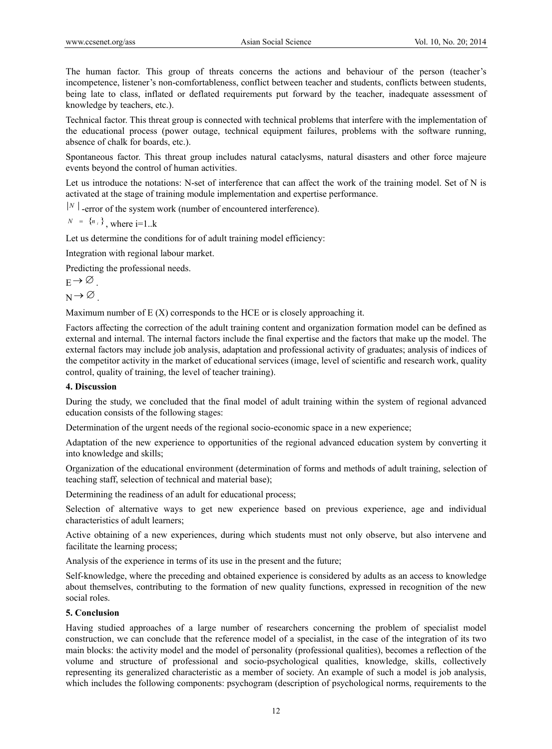The human factor. This group of threats concerns the actions and behaviour of the person (teacher's incompetence, listener's non-comfortableness, conflict between teacher and students, conflicts between students, being late to class, inflated or deflated requirements put forward by the teacher, inadequate assessment of knowledge by teachers, etc.).

Technical factor. This threat group is connected with technical problems that interfere with the implementation of the educational process (power outage, technical equipment failures, problems with the software running, absence of chalk for boards, etc.).

Spontaneous factor. This threat group includes natural cataclysms, natural disasters and other force majeure events beyond the control of human activities.

Let us introduce the notations: N-set of interference that can affect the work of the training model. Set of N is activated at the stage of training module implementation and expertise performance.

$|N|$ -error of the system work (number of encountered interference).

$N = \{n_i\}$, where i=1..k

Let us determine the conditions for of adult training model efficiency:

Integration with regional labour market.

Predicting the professional needs.

$E \to \varnothing$.

$N \to \varnothing$.

Maximum number of E (X) corresponds to the HCE or is closely approaching it.

Factors affecting the correction of the adult training content and organization formation model can be defined as external and internal. The internal factors include the final expertise and the factors that make up the model. The external factors may include job analysis, adaptation and professional activity of graduates; analysis of indices of the competitor activity in the market of educational services (image, level of scientific and research work, quality control, quality of training, the level of teacher training).

## 4. Discussion

During the study, we concluded that the final model of adult training within the system of regional advanced education consists of the following stages:

Determination of the urgent needs of the regional socio-economic space in a new experience;

Adaptation of the new experience to opportunities of the regional advanced education system by converting it into knowledge and skills;

Organization of the educational environment (determination of forms and methods of adult training, selection of teaching staff, selection of technical and material base);

Determining the readiness of an adult for educational process;

Selection of alternative ways to get new experience based on previous experience, age and individual characteristics of adult learners;

Active obtaining of a new experiences, during which students must not only observe, but also intervene and facilitate the learning process;

Analysis of the experience in terms of its use in the present and the future;

Self-knowledge, where the preceding and obtained experience is considered by adults as an access to knowledge about themselves, contributing to the formation of new quality functions, expressed in recognition of the new social roles.

## 5. Conclusion

Having studied approaches of a large number of researchers concerning the problem of specialist model construction, we can conclude that the reference model of a specialist, in the case of the integration of its two main blocks: the activity model and the model of personality (professional qualities), becomes a reflection of the volume and structure of professional and socio-psychological qualities, knowledge, skills, collectively representing its generalized characteristic as a member of society. An example of such a model is job analysis, which includes the following components: psychogram (description of psychological norms, requirements to the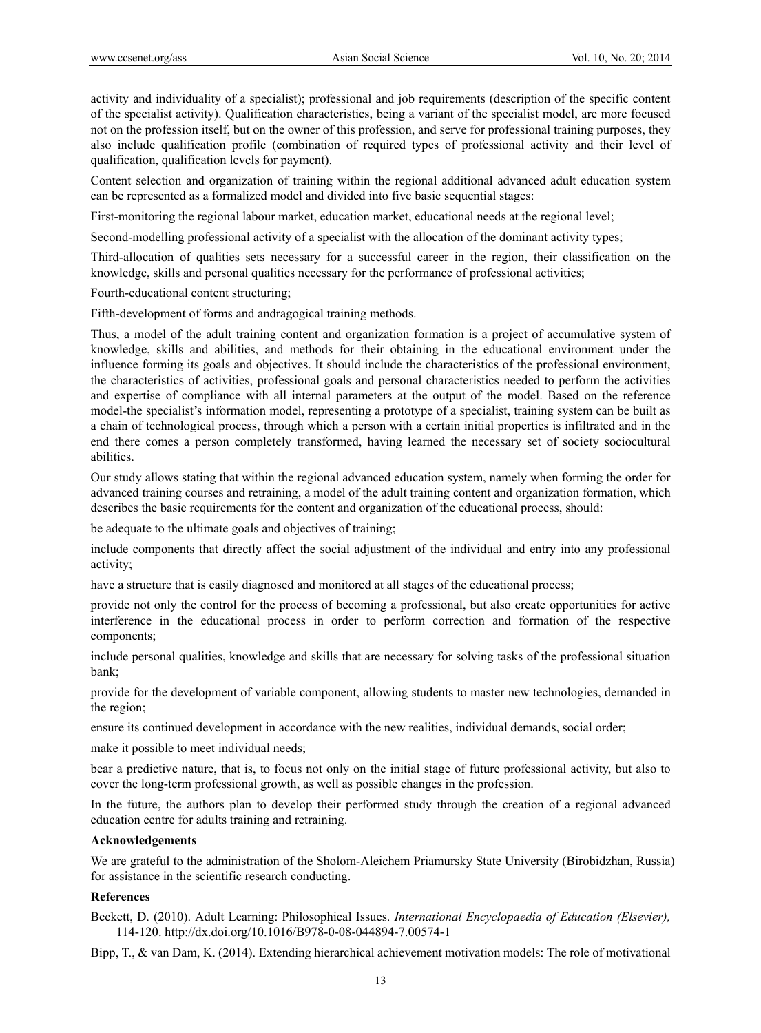activity and individuality of a specialist); professional and job requirements (description of the specific content of the specialist activity). Qualification characteristics, being a variant of the specialist model, are more focused not on the profession itself, but on the owner of this profession, and serve for professional training purposes, they also include qualification profile (combination of required types of professional activity and their level of qualification, qualification levels for payment).

Content selection and organization of training within the regional additional advanced adult education system can be represented as a formalized model and divided into five basic sequential stages:

First-monitoring the regional labour market, education market, educational needs at the regional level;

Second-modelling professional activity of a specialist with the allocation of the dominant activity types;

Third-allocation of qualities sets necessary for a successful career in the region, their classification on the knowledge, skills and personal qualities necessary for the performance of professional activities;

Fourth-educational content structuring;

Fifth-development of forms and andragogical training methods.

Thus, a model of the adult training content and organization formation is a project of accumulative system of knowledge, skills and abilities, and methods for their obtaining in the educational environment under the influence forming its goals and objectives. It should include the characteristics of the professional environment, the characteristics of activities, professional goals and personal characteristics needed to perform the activities and expertise of compliance with all internal parameters at the output of the model. Based on the reference model-the specialist's information model, representing a prototype of a specialist, training system can be built as a chain of technological process, through which a person with a certain initial properties is infiltrated and in the end there comes a person completely transformed, having learned the necessary set of society sociocultural abilities.

Our study allows stating that within the regional advanced education system, namely when forming the order for advanced training courses and retraining, a model of the adult training content and organization formation, which describes the basic requirements for the content and organization of the educational process, should:

be adequate to the ultimate goals and objectives of training;

include components that directly affect the social adjustment of the individual and entry into any professional activity;

have a structure that is easily diagnosed and monitored at all stages of the educational process;

provide not only the control for the process of becoming a professional, but also create opportunities for active interference in the educational process in order to perform correction and formation of the respective components;

include personal qualities, knowledge and skills that are necessary for solving tasks of the professional situation bank;

provide for the development of variable component, allowing students to master new technologies, demanded in the region;

ensure its continued development in accordance with the new realities, individual demands, social order;

make it possible to meet individual needs;

bear a predictive nature, that is, to focus not only on the initial stage of future professional activity, but also to cover the long-term professional growth, as well as possible changes in the profession.

In the future, the authors plan to develop their performed study through the creation of a regional advanced education centre for adults training and retraining.

**Acknowledgements**

We are grateful to the administration of the Sholom-Aleichem Priamursky State University (Birobidzhan, Russia) for assistance in the scientific research conducting.

**References**

Beckett, D. (2010). Adult Learning: Philosophical Issues. *International Encyclopaedia of Education (Elsevier),* 114-120. http://dx.doi.org/10.1016/B978-0-08-044894-7.00574-1

Bipp, T., & van Dam, K. (2014). Extending hierarchical achievement motivation models: The role of motivational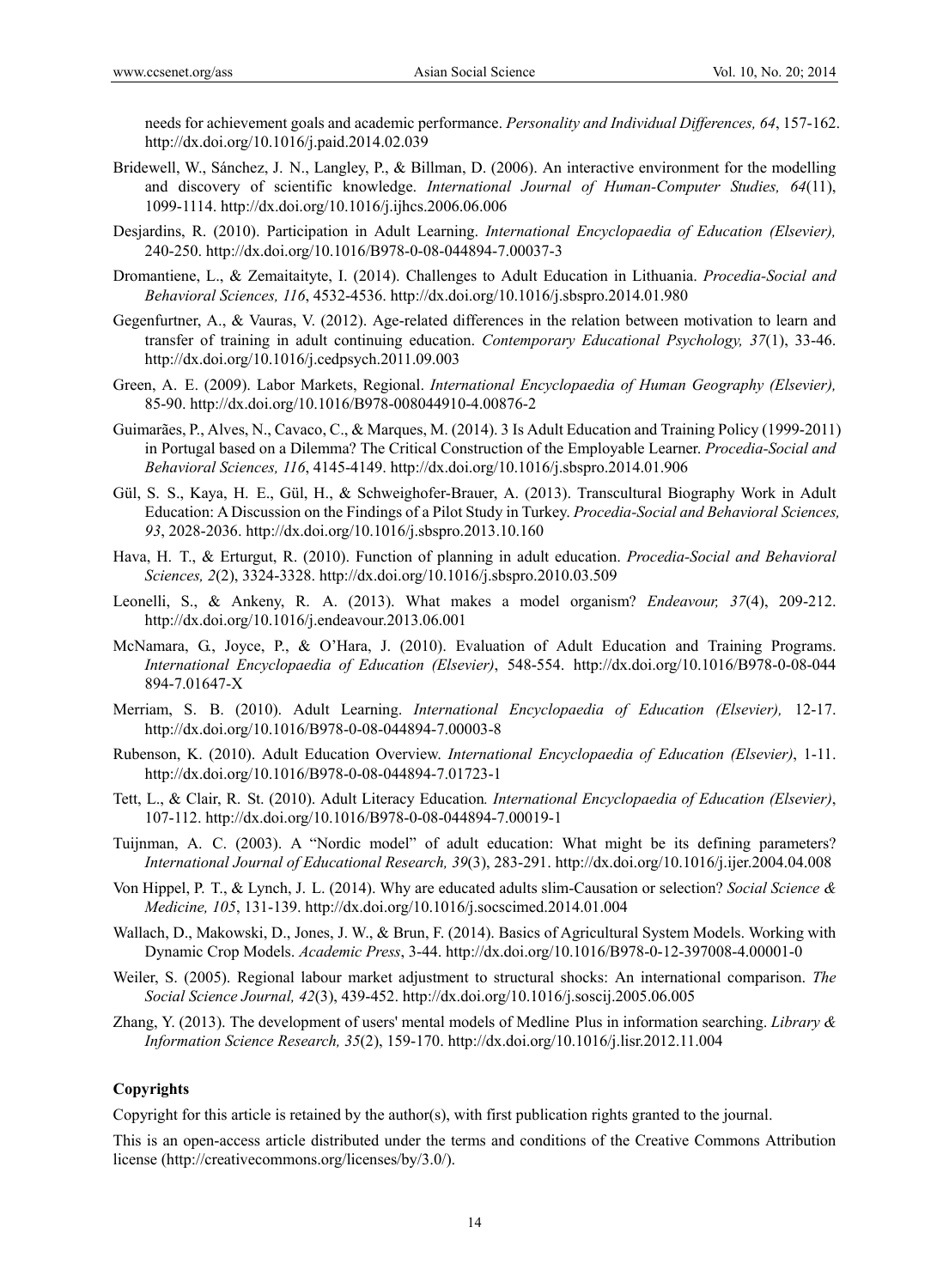needs for achievement goals and academic performance. *Personality and Individual Differences, 64*, 157-162. http://dx.doi.org/10.1016/j.paid.2014.02.039

Bridewell, W., Sánchez, J. N., Langley, P., & Billman, D. (2006). An interactive environment for the modelling and discovery of scientific knowledge. *International Journal of Human-Computer Studies, 64*(11), 1099-1114. http://dx.doi.org/10.1016/j.ijhcs.2006.06.006

Desjardins, R. (2010). Participation in Adult Learning. *International Encyclopaedia of Education (Elsevier),* 240-250. http://dx.doi.org/10.1016/B978-0-08-044894-7.00037-3

Dromantiene, L., & Zemaitaityte, I. (2014). Challenges to Adult Education in Lithuania. *Procedia-Social and Behavioral Sciences, 116*, 4532-4536. http://dx.doi.org/10.1016/j.sbspro.2014.01.980

Gegenfurtner, A., & Vauras, V. (2012). Age-related differences in the relation between motivation to learn and transfer of training in adult continuing education. *Contemporary Educational Psychology, 37*(1), 33-46. http://dx.doi.org/10.1016/j.cedpsych.2011.09.003

Green, A. E. (2009). Labor Markets, Regional. *International Encyclopaedia of Human Geography (Elsevier),* 85-90. http://dx.doi.org/10.1016/B978-008044910-4.00876-2

Guimarães, P., Alves, N., Cavaco, C., & Marques, M. (2014). 3 Is Adult Education and Training Policy (1999-2011) in Portugal based on a Dilemma? The Critical Construction of the Employable Learner. *Procedia-Social and Behavioral Sciences, 116*, 4145-4149. http://dx.doi.org/10.1016/j.sbspro.2014.01.906

Gül, S. S., Kaya, H. E., Gül, H., & Schweighofer-Brauer, A. (2013). Transcultural Biography Work in Adult Education: A Discussion on the Findings of a Pilot Study in Turkey. *Procedia-Social and Behavioral Sciences, 93*, 2028-2036. http://dx.doi.org/10.1016/j.sbspro.2013.10.160

Hava, H. T., & Erturgut, R. (2010). Function of planning in adult education. *Procedia-Social and Behavioral Sciences, 2*(2), 3324-3328. http://dx.doi.org/10.1016/j.sbspro.2010.03.509

Leonelli, S., & Ankeny, R. A. (2013). What makes a model organism? *Endeavour, 37*(4), 209-212. http://dx.doi.org/10.1016/j.endeavour.2013.06.001

McNamara, G., Joyce, P., & O'Hara, J. (2010). Evaluation of Adult Education and Training Programs. *International Encyclopaedia of Education (Elsevier)*, 548-554. http://dx.doi.org/10.1016/B978-0-08-044894-7.01647-X

Merriam, S. B. (2010). Adult Learning. *International Encyclopaedia of Education (Elsevier),* 12-17. http://dx.doi.org/10.1016/B978-0-08-044894-7.00003-8

Rubenson, K. (2010). Adult Education Overview. *International Encyclopaedia of Education (Elsevier)*, 1-11. http://dx.doi.org/10.1016/B978-0-08-044894-7.01723-1

Tett, L., & Clair, R. St. (2010). Adult Literacy Education*. International Encyclopaedia of Education (Elsevier)*, 107-112. http://dx.doi.org/10.1016/B978-0-08-044894-7.00019-1

Tuijnman, A. C. (2003). A "Nordic model" of adult education: What might be its defining parameters? *International Journal of Educational Research, 39*(3), 283-291. http://dx.doi.org/10.1016/j.ijer.2004.04.008

Von Hippel, P. T., & Lynch, J. L. (2014). Why are educated adults slim-Causation or selection? *Social Science & Medicine, 105*, 131-139. http://dx.doi.org/10.1016/j.socscimed.2014.01.004

Wallach, D., Makowski, D., Jones, J. W., & Brun, F. (2014). Basics of Agricultural System Models. Working with Dynamic Crop Models. *Academic Press*, 3-44. http://dx.doi.org/10.1016/B978-0-12-397008-4.00001-0

Weiler, S. (2005). Regional labour market adjustment to structural shocks: An international comparison. *The Social Science Journal, 42*(3), 439-452. http://dx.doi.org/10.1016/j.soscij.2005.06.005

Zhang, Y. (2013). The development of users' mental models of Medline Plus in information searching. *Library & Information Science Research, 35*(2), 159-170. http://dx.doi.org/10.1016/j.lisr.2012.11.004

**Copyrights**

Copyright for this article is retained by the author(s), with first publication rights granted to the journal.

This is an open-access article distributed under the terms and conditions of the Creative Commons Attribution license (http://creativecommons.org/licenses/by/3.0/).